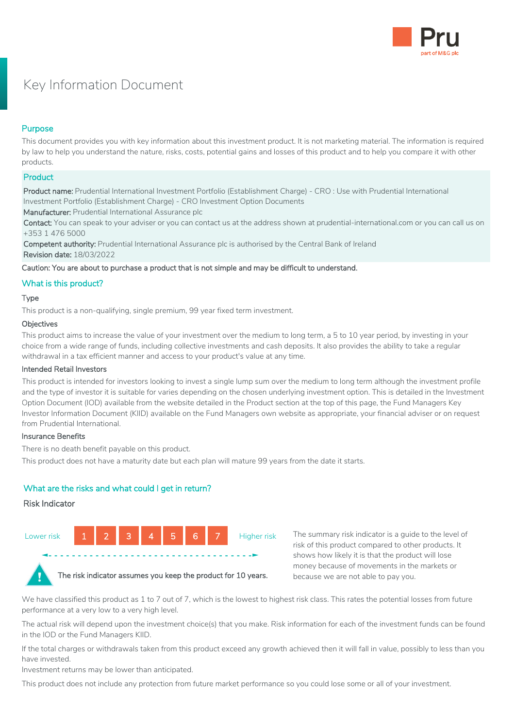# Key Information Document

## Purpose

This document provides you with key information about this investment product. It is not marketing material. The information is required by law to help you understand the nature, risks, costs, potential gains and losses of this product and to help you compare it with other products.

## Product

**Product name:** Prudential International Investment Portfolio (Establishment Charge) - CRO : Use with Prudential International Investment Portfolio (Establishment Charge) - CRO Investment Option Documents

**Manufacturer:** Prudential International Assurance plc

**Contact:** You can speak to your adviser or you can contact us at the address shown at prudential-international.com or you can call us on +353 1 476 5000

**Competent authority:** Prudential International Assurance plc is authorised by the Central Bank of Ireland

**Revision date:** 18/03/2022

**Caution: You are about to purchase a product that is not simple and may be difficult to understand.**

## What is this product?

### Type

This product is a non-qualifying, single premium, 99 year fixed term investment.

### Objectives

This product aims to increase the value of your investment over the medium to long term, a 5 to 10 year period, by investing in your choice from a wide range of funds, including collective investments and cash deposits. It also provides the ability to take a regular withdrawal in a tax efficient manner and access to your product's value at any time.

### Intended Retail Investors

This product is intended for investors looking to invest a single lump sum over the medium to long term although the investment profile and the type of investor it is suitable for varies depending on the chosen underlying investment option. This is detailed in the Investment Option Document (IOD) available from the website detailed in the Product section at the top of this page, the Fund Managers Key Investor Information Document (KIID) available on the Fund Managers own website as appropriate, your financial adviser or on request from Prudential International.

### Insurance Benefits

There is no death benefit payable on this product.

This product does not have a maturity date but each plan will mature 99 years from the date it starts.

## What are the risks and what could I get in return?

### Risk Indicator

Lower risk | 1 | 2 | 3 | 4 | 5 | 6 | 7 | Higher risk

**The risk indicator assumes you keep the product for 10 years.**

The summary risk indicator is a guide to the level of risk of this product compared to other products. It shows how likely it is that the product will lose money because of movements in the markets or because we are not able to pay you.

We have classified this product as 1 to 7 out of 7, which is the lowest to highest risk class. This rates the potential losses from future performance at a very low to a very high level.

The actual risk will depend upon the investment choice(s) that you make. Risk information for each of the investment funds can be found in the IOD or the Fund Managers KIID.

If the total charges or withdrawals taken from this product exceed any growth achieved then it will fall in value, possibly to less than you have invested.

Investment returns may be lower than anticipated.

This product does not include any protection from future market performance so you could lose some or all of your investment.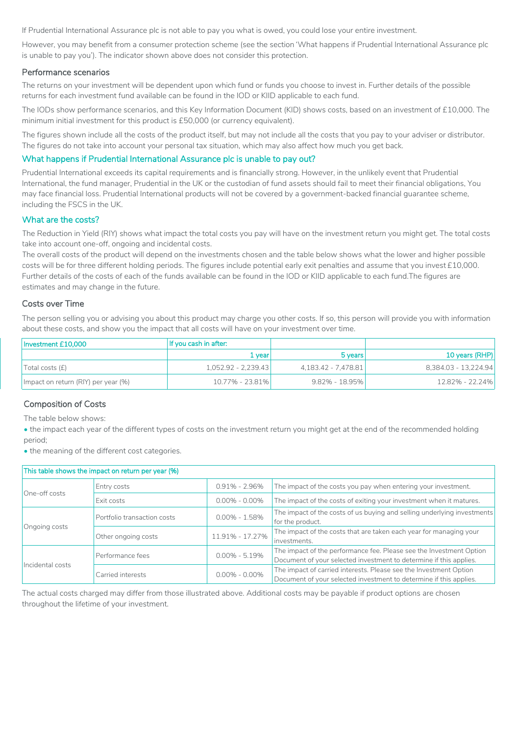If Prudential International Assurance plc is not able to pay you what is owed, you could lose your entire investment.

However, you may benefit from a consumer protection scheme (see the section 'What happens if Prudential International Assurance plc is unable to pay you'). The indicator shown above does not consider this protection.

### Performance scenarios

The returns on your investment will be dependent upon which fund or funds you choose to invest in. Further details of the possible returns for each investment fund available can be found in the IOD or KIID applicable to each fund.

The IODs show performance scenarios, and this Key Information Document (KID) shows costs, based on an investment of £10,000. The minimum initial investment for this product is £50,000 (or currency equivalent).

The figures shown include all the costs of the product itself, but may not include all the costs that you pay to your adviser or distributor. The figures do not take into account your personal tax situation, which may also affect how much you get back.

## What happens if Prudential International Assurance plc is unable to pay out?

Prudential International exceeds its capital requirements and is financially strong. However, in the unlikely event that Prudential International, the fund manager, Prudential in the UK or the custodian of fund assets should fail to meet their financial obligations, You may face financial loss. Prudential International products will not be covered by a government-backed financial guarantee scheme, including the FSCS in the UK.

## What are the costs?

The Reduction in Yield (RIY) shows what impact the total costs you pay will have on the investment return you might get. The total costs take into account one-off, ongoing and incidental costs.
The overall costs of the product will depend on the investments chosen and the table below shows what the lower and higher possible costs will be for three different holding periods. The figures include potential early exit penalties and assume that you invest £10,000. Further details of the costs of each of the funds available can be found in the IOD or KIID applicable to each fund.The figures are estimates and may change in the future.

### Costs over Time

The person selling you or advising you about this product may charge you other costs. If so, this person will provide you with information about these costs, and show you the impact that all costs will have on your investment over time.

| Investment £10,000 | If you cash in after: | | |
|---|---|---|---|
| | 1 year | 5 years | 10 years (RHP) |
| Total costs (£) | 1,052.92 - 2,239.43 | 4,183.42 - 7,478.81 | 8,384.03 - 13,224.94 |
| Impact on return (RIY) per year (%) | 10.77% - 23.81% | 9.82% - 18.95% | 12.82% - 22.24% |

### Composition of Costs

The table below shows:

- the impact each year of the different types of costs on the investment return you might get at the end of the recommended holding period;
- the meaning of the different cost categories.

| This table shows the impact on return per year (%) | | | |
|---|---|---|---|
| One-off costs | Entry costs | 0.91% - 2.96% | The impact of the costs you pay when entering your investment. |
| | Exit costs | 0.00% - 0.00% | The impact of the costs of exiting your investment when it matures. |
| Ongoing costs | Portfolio transaction costs | 0.00% - 1.58% | The impact of the costs of us buying and selling underlying investments for the product. |
| | Other ongoing costs | 11.91% - 17.27% | The impact of the costs that are taken each year for managing your investments. |
| Incidental costs | Performance fees | 0.00% - 5.19% | The impact of the performance fee. Please see the Investment Option Document of your selected investment to determine if this applies. |
| | Carried interests | 0.00% - 0.00% | The impact of carried interests. Please see the Investment Option Document of your selected investment to determine if this applies. |

The actual costs charged may differ from those illustrated above. Additional costs may be payable if product options are chosen throughout the lifetime of your investment.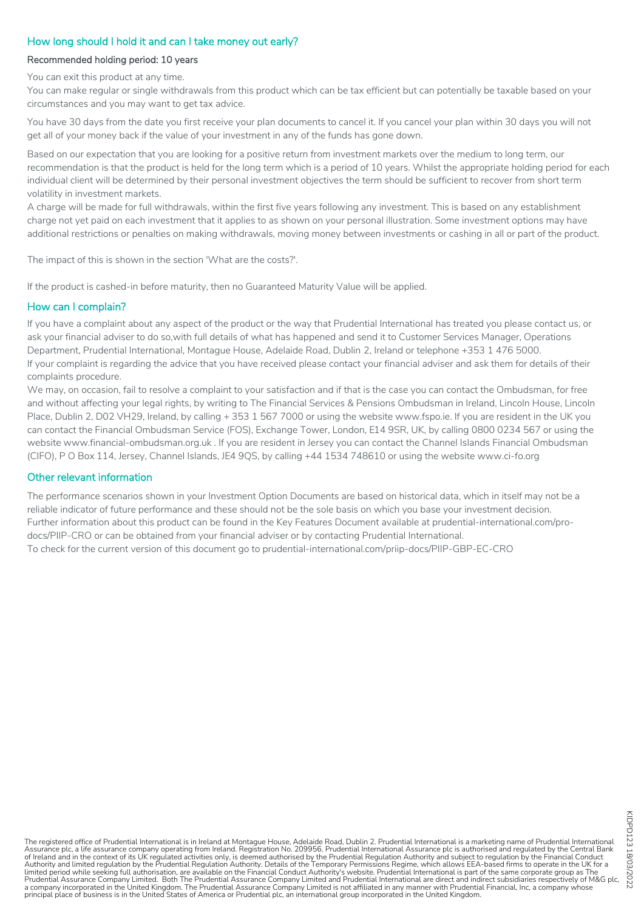## How long should I hold it and can I take money out early?

### Recommended holding period: 10 years

You can exit this product at any time.

You can make regular or single withdrawals from this product which can be tax efficient but can potentially be taxable based on your circumstances and you may want to get tax advice.

You have 30 days from the date you first receive your plan documents to cancel it. If you cancel your plan within 30 days you will not get all of your money back if the value of your investment in any of the funds has gone down.

Based on our expectation that you are looking for a positive return from investment markets over the medium to long term, our recommendation is that the product is held for the long term which is a period of 10 years. Whilst the appropriate holding period for each individual client will be determined by their personal investment objectives the term should be sufficient to recover from short term volatility in investment markets.

A charge will be made for full withdrawals, within the first five years following any investment. This is based on any establishment charge not yet paid on each investment that it applies to as shown on your personal illustration. Some investment options may have additional restrictions or penalties on making withdrawals, moving money between investments or cashing in all or part of the product.

The impact of this is shown in the section 'What are the costs?'.

If the product is cashed-in before maturity, then no Guaranteed Maturity Value will be applied.

## How can I complain?

If you have a complaint about any aspect of the product or the way that Prudential International has treated you please contact us, or ask your financial adviser to do so,with full details of what has happened and send it to Customer Services Manager, Operations Department, Prudential International, Montague House, Adelaide Road, Dublin 2, Ireland or telephone +353 1 476 5000.

If your complaint is regarding the advice that you have received please contact your financial adviser and ask them for details of their complaints procedure.

We may, on occasion, fail to resolve a complaint to your satisfaction and if that is the case you can contact the Ombudsman, for free and without affecting your legal rights, by writing to The Financial Services & Pensions Ombudsman in Ireland, Lincoln House, Lincoln Place, Dublin 2, D02 VH29, Ireland, by calling + 353 1 567 7000 or using the website www.fspo.ie. If you are resident in the UK you can contact the Financial Ombudsman Service (FOS), Exchange Tower, London, E14 9SR, UK, by calling 0800 0234 567 or using the website www.financial-ombudsman.org.uk . If you are resident in Jersey you can contact the Channel Islands Financial Ombudsman (CIFO), P O Box 114, Jersey, Channel Islands, JE4 9QS, by calling +44 1534 748610 or using the website www.ci-fo.org

## Other relevant information

The performance scenarios shown in your Investment Option Documents are based on historical data, which in itself may not be a reliable indicator of future performance and these should not be the sole basis on which you base your investment decision.

Further information about this product can be found in the Key Features Document available at prudential-international.com/pro-docs/PIIP-CRO or can be obtained from your financial adviser or by contacting Prudential International.

To check for the current version of this document go to prudential-international.com/priip-docs/PIIP-GBP-EC-CRO

The registered office of Prudential International is in Ireland at Montague House, Adelaide Road, Dublin 2. Prudential International is a marketing name of Prudential International Assurance plc, a life assurance company operating from Ireland. Registration No. 209956. Prudential International Assurance plc is authorised and regulated by the Central Bank of Ireland and in the context of its UK regulated activities only, is deemed authorised by the Prudential Regulation Authority and subject to regulation by the Financial Conduct Authority and limited regulation by the Prudential Regulation Authority. Details of the Temporary Permissions Regime, which allows EEA-based firms to operate in the UK for a limited period while seeking full authorisation, are available on the Financial Conduct Authority's website. Prudential International is part of the same corporate group as The Prudential Assurance Company Limited. Both The Prudential Assurance Company Limited and Prudential International are direct and indirect subsidiaries respectively of M&G plc, a company incorporated in the United Kingdom. The Prudential Assurance Company Limited is not affiliated in any manner with Prudential Financial, Inc, a company whose principal place of business is in the United States of America or Prudential plc, an international group incorporated in the United Kingdom.

KIDPD123 18/03/2022